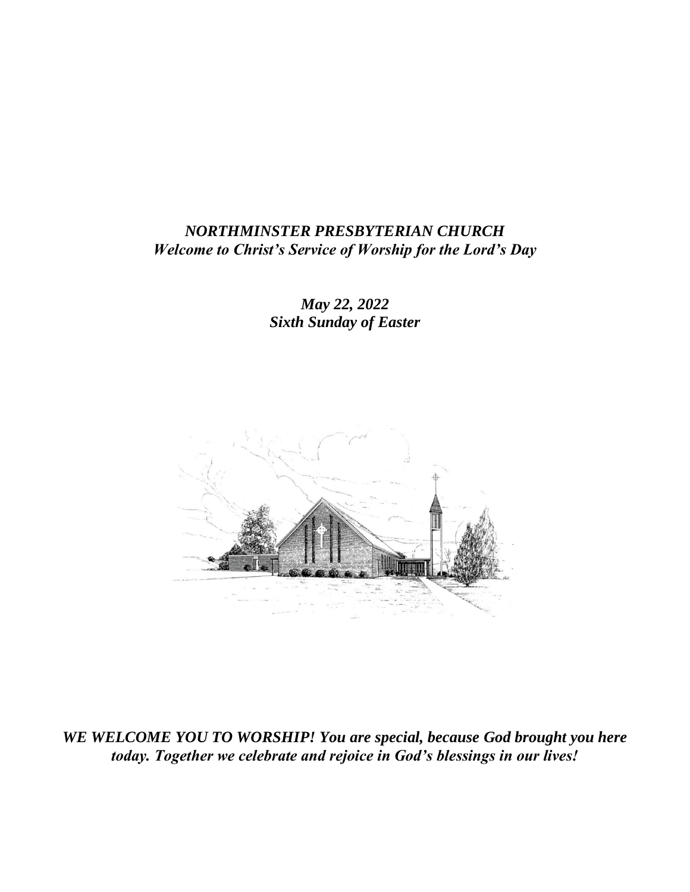***NORTHMINSTER PRESBYTERIAN CHURCH***
***Welcome to Christ's Service of Worship for the Lord's Day***

***May 22, 2022***
***Sixth Sunday of Easter***

***WE WELCOME YOU TO WORSHIP! You are special, because God brought you here today. Together we celebrate and rejoice in God's blessings in our lives!***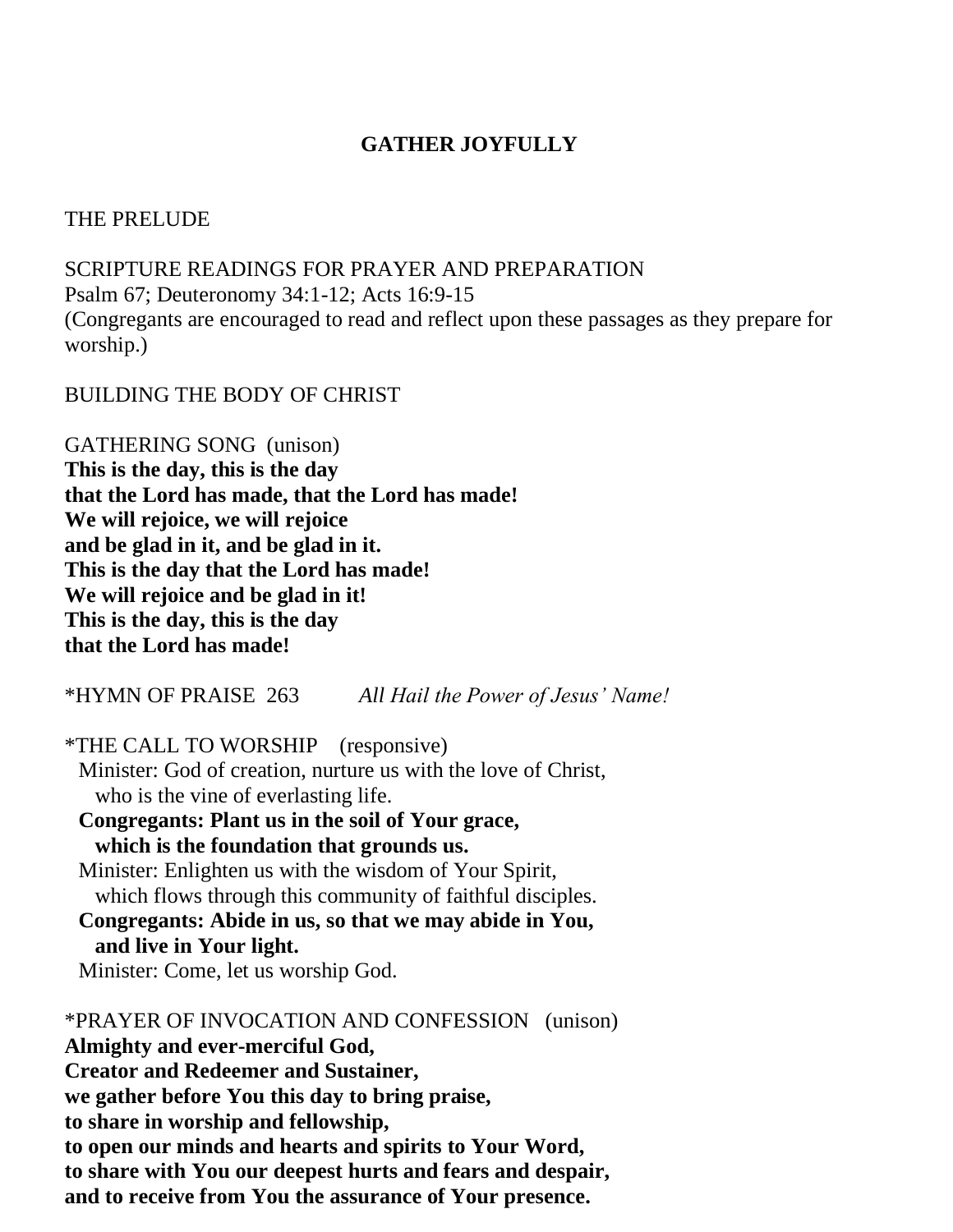## GATHER JOYFULLY

THE PRELUDE

SCRIPTURE READINGS FOR PRAYER AND PREPARATION
Psalm 67; Deuteronomy 34:1-12; Acts 16:9-15
(Congregants are encouraged to read and reflect upon these passages as they prepare for worship.)

BUILDING THE BODY OF CHRIST

GATHERING SONG (unison)
**This is the day, this is the day**
**that the Lord has made, that the Lord has made!**
**We will rejoice, we will rejoice**
**and be glad in it, and be glad in it.**
**This is the day that the Lord has made!**
**We will rejoice and be glad in it!**
**This is the day, this is the day**
**that the Lord has made!**

*HYMN OF PRAISE 263 *All Hail the Power of Jesus' Name!*

*THE CALL TO WORSHIP (responsive)
Minister: God of creation, nurture us with the love of Christ,
who is the vine of everlasting life.
**Congregants: Plant us in the soil of Your grace,**
**which is the foundation that grounds us.**
Minister: Enlighten us with the wisdom of Your Spirit,
which flows through this community of faithful disciples.
**Congregants: Abide in us, so that we may abide in You,**
**and live in Your light.**
Minister: Come, let us worship God.

*PRAYER OF INVOCATION AND CONFESSION (unison)
**Almighty and ever-merciful God,**
**Creator and Redeemer and Sustainer,**
**we gather before You this day to bring praise,**
**to share in worship and fellowship,**
**to open our minds and hearts and spirits to Your Word,**
**to share with You our deepest hurts and fears and despair,**
**and to receive from You the assurance of Your presence.**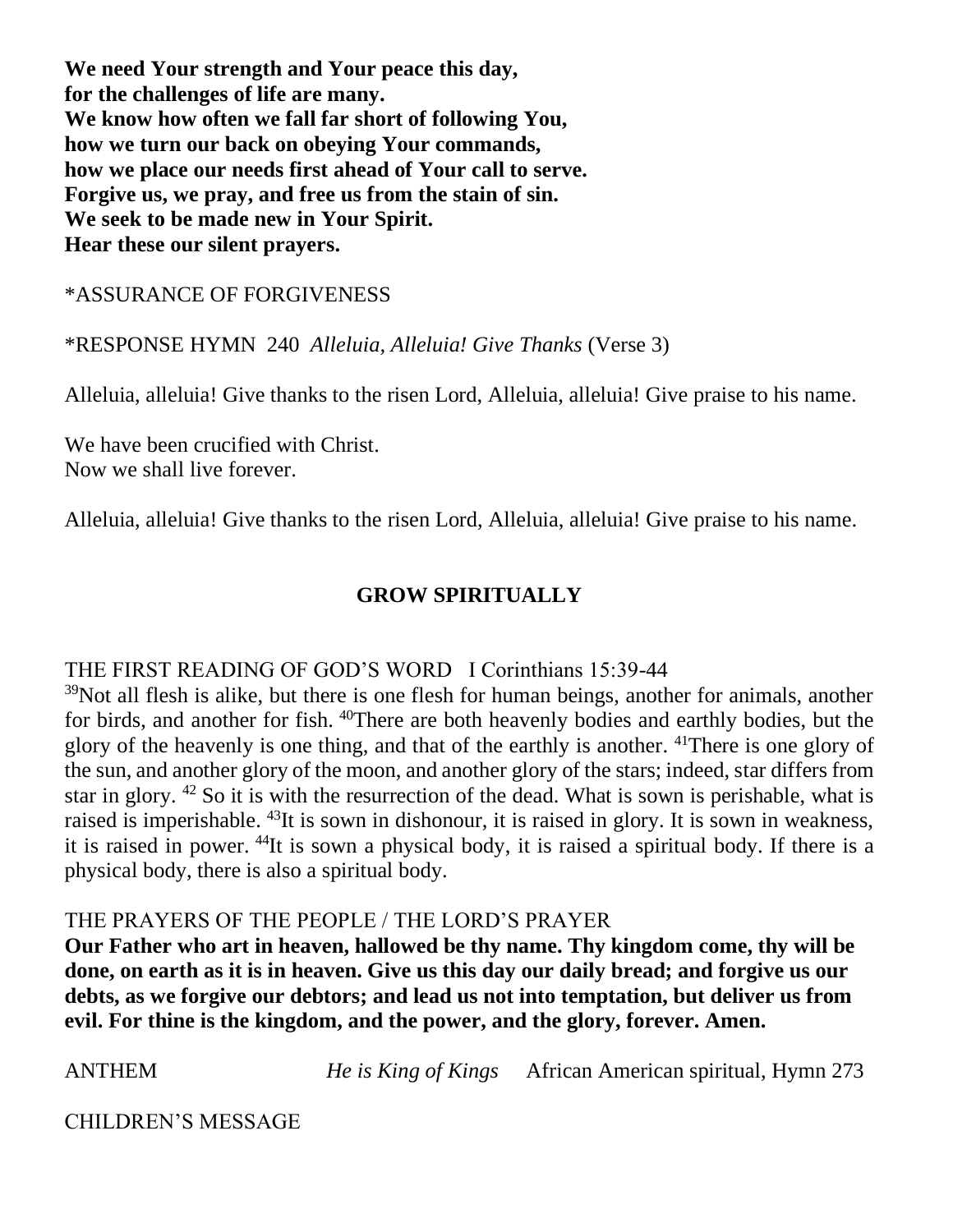**We need Your strength and Your peace this day,**
**for the challenges of life are many.**
**We know how often we fall far short of following You,**
**how we turn our back on obeying Your commands,**
**how we place our needs first ahead of Your call to serve.**
**Forgive us, we pray, and free us from the stain of sin.**
**We seek to be made new in Your Spirit.**
**Hear these our silent prayers.**

*ASSURANCE OF FORGIVENESS

*RESPONSE HYMN 240 *Alleluia, Alleluia! Give Thanks* (Verse 3)

Alleluia, alleluia! Give thanks to the risen Lord, Alleluia, alleluia! Give praise to his name.

We have been crucified with Christ.
Now we shall live forever.

Alleluia, alleluia! Give thanks to the risen Lord, Alleluia, alleluia! Give praise to his name.

## GROW SPIRITUALLY

THE FIRST READING OF GOD'S WORD I Corinthians 15:39-44

[39]Not all flesh is alike, but there is one flesh for human beings, another for animals, another for birds, and another for fish. [40]There are both heavenly bodies and earthly bodies, but the glory of the heavenly is one thing, and that of the earthly is another. [41]There is one glory of the sun, and another glory of the moon, and another glory of the stars; indeed, star differs from star in glory. [42] So it is with the resurrection of the dead. What is sown is perishable, what is raised is imperishable. [43]It is sown in dishonour, it is raised in glory. It is sown in weakness, it is raised in power. [44]It is sown a physical body, it is raised a spiritual body. If there is a physical body, there is also a spiritual body.

THE PRAYERS OF THE PEOPLE / THE LORD'S PRAYER

**Our Father who art in heaven, hallowed be thy name. Thy kingdom come, thy will be done, on earth as it is in heaven. Give us this day our daily bread; and forgive us our debts, as we forgive our debtors; and lead us not into temptation, but deliver us from evil. For thine is the kingdom, and the power, and the glory, forever. Amen.**

ANTHEM *He is King of Kings* African American spiritual, Hymn 273

CHILDREN'S MESSAGE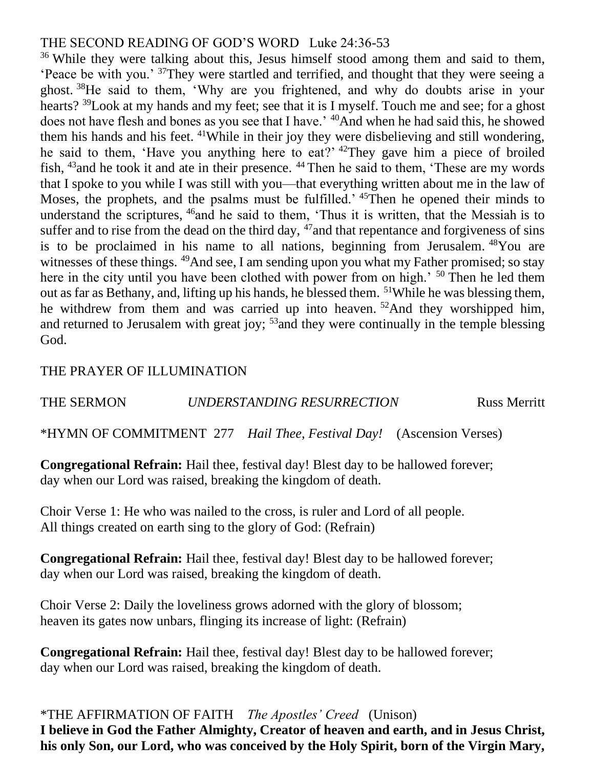THE SECOND READING OF GOD'S WORD Luke 24:36-53

[36] While they were talking about this, Jesus himself stood among them and said to them, 'Peace be with you.' [37]They were startled and terrified, and thought that they were seeing a ghost. [38]He said to them, 'Why are you frightened, and why do doubts arise in your hearts? [39]Look at my hands and my feet; see that it is I myself. Touch me and see; for a ghost does not have flesh and bones as you see that I have.' [40]And when he had said this, he showed them his hands and his feet. [41]While in their joy they were disbelieving and still wondering, he said to them, 'Have you anything here to eat?' [42]They gave him a piece of broiled fish, [43]and he took it and ate in their presence. [44] Then he said to them, 'These are my words that I spoke to you while I was still with you—that everything written about me in the law of Moses, the prophets, and the psalms must be fulfilled.' [45]Then he opened their minds to understand the scriptures, [46]and he said to them, 'Thus it is written, that the Messiah is to suffer and to rise from the dead on the third day, [47]and that repentance and forgiveness of sins is to be proclaimed in his name to all nations, beginning from Jerusalem. [48]You are witnesses of these things. [49]And see, I am sending upon you what my Father promised; so stay here in the city until you have been clothed with power from on high.' [50] Then he led them out as far as Bethany, and, lifting up his hands, he blessed them. [51]While he was blessing them, he withdrew from them and was carried up into heaven. [52]And they worshipped him, and returned to Jerusalem with great joy; [53]and they were continually in the temple blessing God.

THE PRAYER OF ILLUMINATION

THE SERMON *UNDERSTANDING RESURRECTION* Russ Merritt

*HYMN OF COMMITMENT 277 *Hail Thee, Festival Day!* (Ascension Verses)

**Congregational Refrain:** Hail thee, festival day! Blest day to be hallowed forever;
day when our Lord was raised, breaking the kingdom of death.

Choir Verse 1: He who was nailed to the cross, is ruler and Lord of all people.
All things created on earth sing to the glory of God: (Refrain)

**Congregational Refrain:** Hail thee, festival day! Blest day to be hallowed forever;
day when our Lord was raised, breaking the kingdom of death.

Choir Verse 2: Daily the loveliness grows adorned with the glory of blossom;
heaven its gates now unbars, flinging its increase of light: (Refrain)

**Congregational Refrain:** Hail thee, festival day! Blest day to be hallowed forever;
day when our Lord was raised, breaking the kingdom of death.

*THE AFFIRMATION OF FAITH *The Apostles' Creed* (Unison)

**I believe in God the Father Almighty, Creator of heaven and earth, and in Jesus Christ, his only Son, our Lord, who was conceived by the Holy Spirit, born of the Virgin Mary,**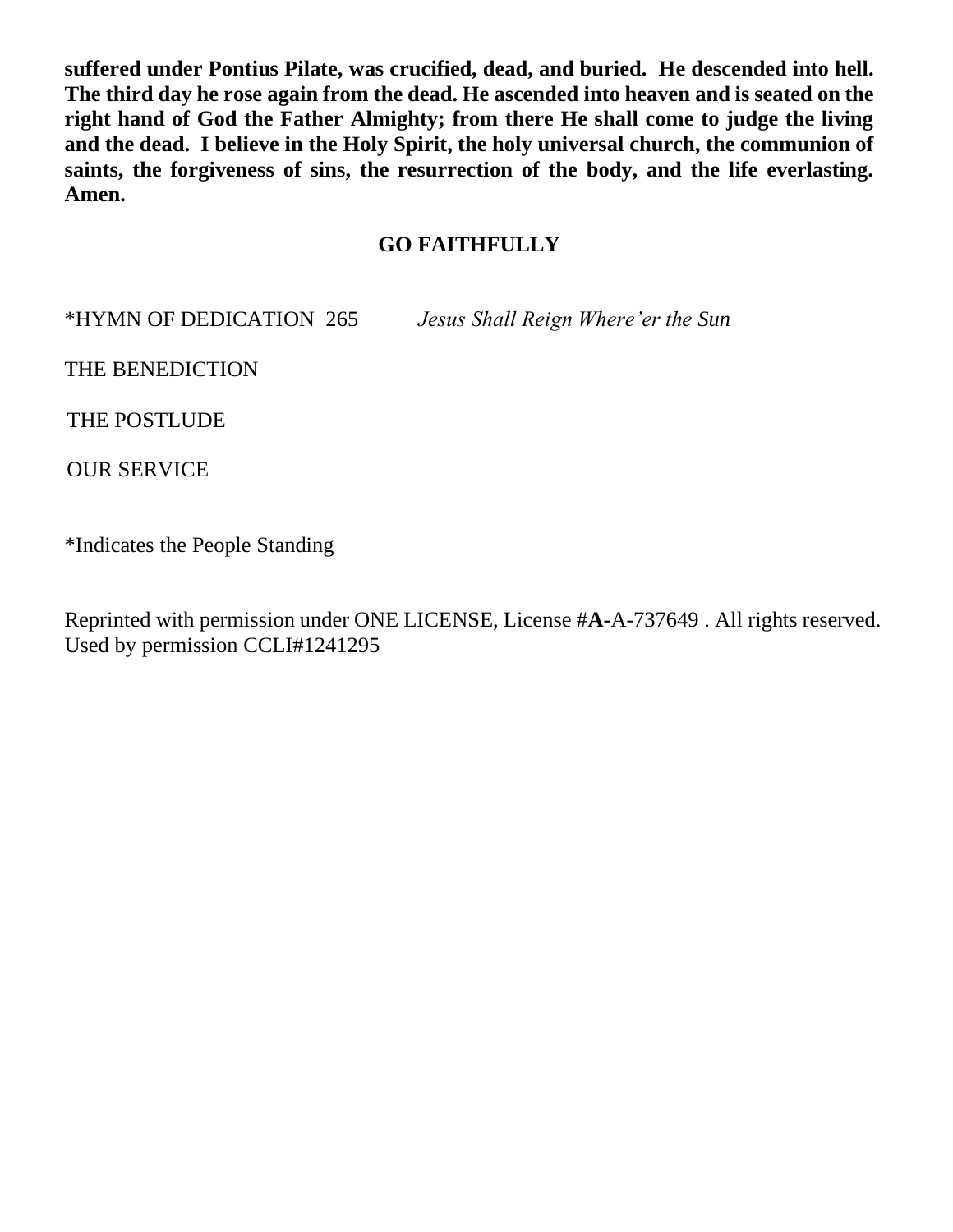**suffered under Pontius Pilate, was crucified, dead, and buried. He descended into hell. The third day he rose again from the dead. He ascended into heaven and is seated on the right hand of God the Father Almighty; from there He shall come to judge the living and the dead. I believe in the Holy Spirit, the holy universal church, the communion of saints, the forgiveness of sins, the resurrection of the body, and the life everlasting. Amen.**

## GO FAITHFULLY

*HYMN OF DEDICATION 265 *Jesus Shall Reign Where'er the Sun*

THE BENEDICTION

THE POSTLUDE

OUR SERVICE

*Indicates the People Standing

Reprinted with permission under ONE LICENSE, License #**A**-A-737649 . All rights reserved. Used by permission CCLI#1241295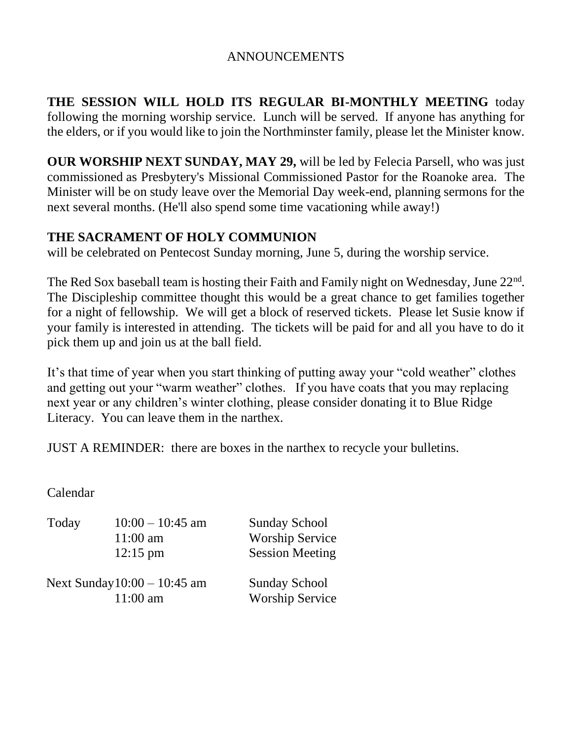## ANNOUNCEMENTS

**THE SESSION WILL HOLD ITS REGULAR BI-MONTHLY MEETING** today following the morning worship service. Lunch will be served. If anyone has anything for the elders, or if you would like to join the Northminster family, please let the Minister know.

**OUR WORSHIP NEXT SUNDAY, MAY 29,** will be led by Felecia Parsell, who was just commissioned as Presbytery's Missional Commissioned Pastor for the Roanoke area. The Minister will be on study leave over the Memorial Day week-end, planning sermons for the next several months. (He'll also spend some time vacationing while away!)

**THE SACRAMENT OF HOLY COMMUNION**
will be celebrated on Pentecost Sunday morning, June 5, during the worship service.

The Red Sox baseball team is hosting their Faith and Family night on Wednesday, June 22nd. The Discipleship committee thought this would be a great chance to get families together for a night of fellowship. We will get a block of reserved tickets. Please let Susie know if your family is interested in attending. The tickets will be paid for and all you have to do it pick them up and join us at the ball field.

It's that time of year when you start thinking of putting away your "cold weather" clothes and getting out your "warm weather" clothes. If you have coats that you may replacing next year or any children's winter clothing, please consider donating it to Blue Ridge Literacy. You can leave them in the narthex.

JUST A REMINDER: there are boxes in the narthex to recycle your bulletins.

Calendar

| | | |
|---|---|---|
| Today | 10:00 – 10:45 am | Sunday School |
| | 11:00 am | Worship Service |
| | 12:15 pm | Session Meeting |
| Next Sunday | 10:00 – 10:45 am | Sunday School |
| | 11:00 am | Worship Service |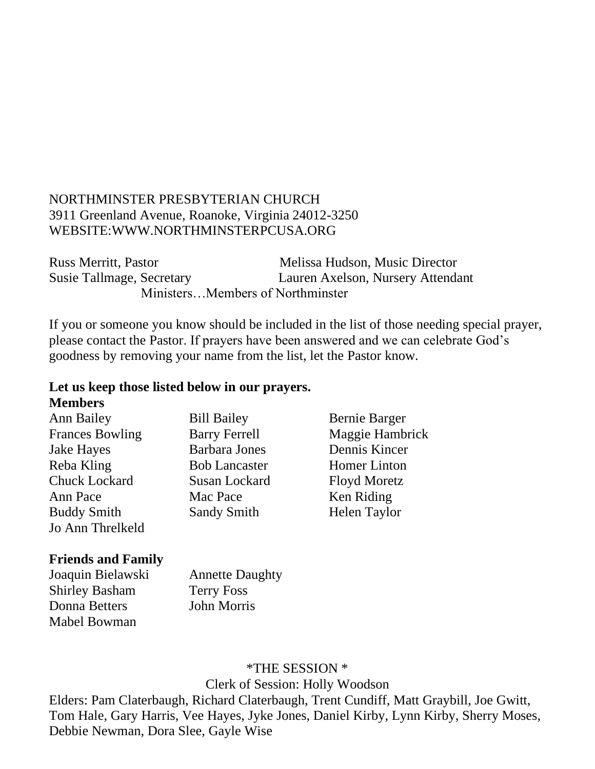NORTHMINSTER PRESBYTERIAN CHURCH
3911 Greenland Avenue, Roanoke, Virginia 24012-3250
WEBSITE:WWW.NORTHMINSTERPCUSA.ORG

Russ Merritt, Pastor
Melissa Hudson, Music Director
Susie Tallmage, Secretary
Lauren Axelson, Nursery Attendant
Ministers…Members of Northminster

If you or someone you know should be included in the list of those needing special prayer, please contact the Pastor. If prayers have been answered and we can celebrate God's goodness by removing your name from the list, let the Pastor know.

**Let us keep those listed below in our prayers.**

**Members**

| | | |
|---|---|---|
| Ann Bailey | Bill Bailey | Bernie Barger |
| Frances Bowling | Barry Ferrell | Maggie Hambrick |
| Jake Hayes | Barbara Jones | Dennis Kincer |
| Reba Kling | Bob Lancaster | Homer Linton |
| Chuck Lockard | Susan Lockard | Floyd Moretz |
| Ann Pace | Mac Pace | Ken Riding |
| Buddy Smith | Sandy Smith | Helen Taylor |
| Jo Ann Threlkeld | | |

**Friends and Family**

| | |
|---|---|
| Joaquin Bielawski | Annette Daughty |
| Shirley Basham | Terry Foss |
| Donna Betters | John Morris |
| Mabel Bowman | |

\*THE SESSION \*

Clerk of Session: Holly Woodson

Elders: Pam Claterbaugh, Richard Claterbaugh, Trent Cundiff, Matt Graybill, Joe Gwitt, Tom Hale, Gary Harris, Vee Hayes, Jyke Jones, Daniel Kirby, Lynn Kirby, Sherry Moses, Debbie Newman, Dora Slee, Gayle Wise